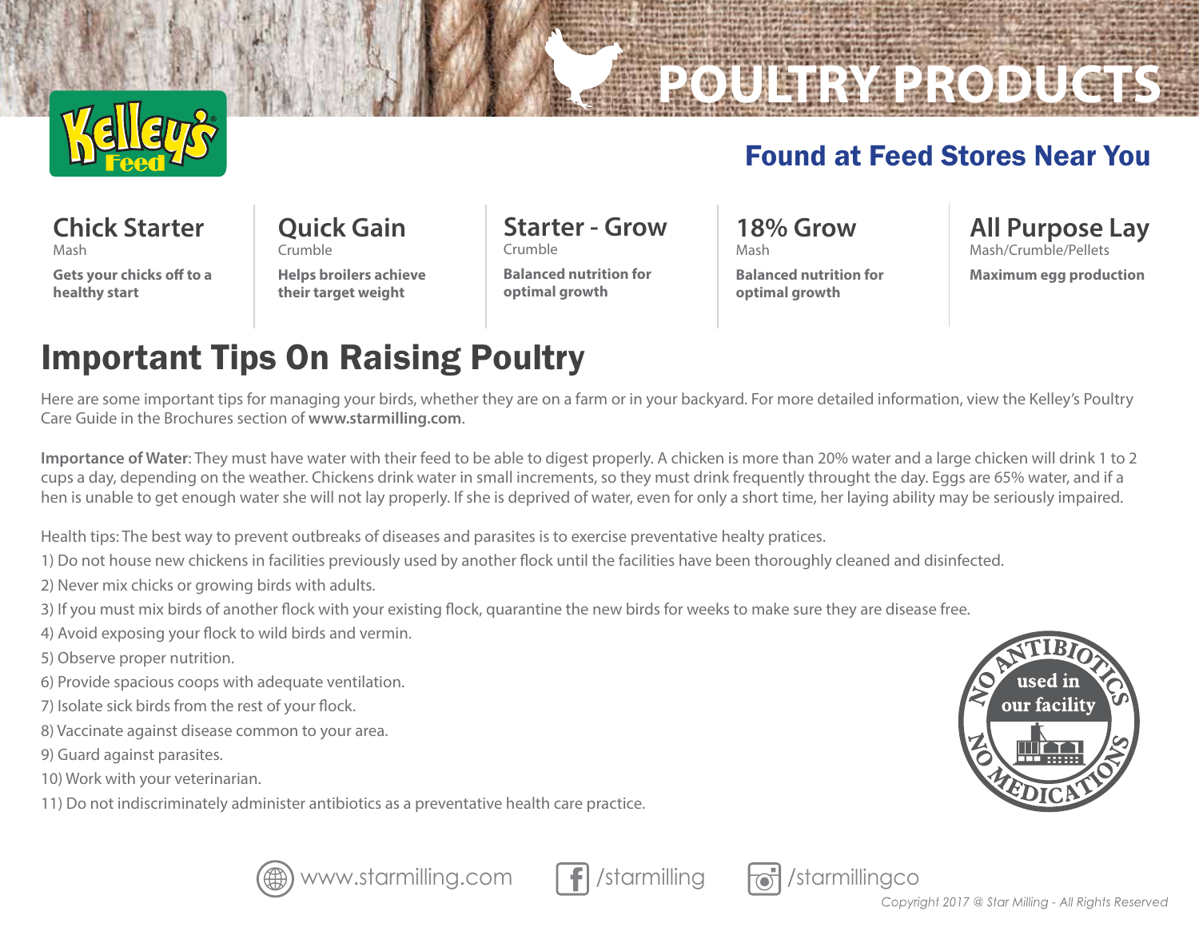Kelley's Feed

# POULTRY PRODUCTS

## Found at Feed Stores Near You

### Chick Starter
Mash

**Gets your chicks off to a healthy start**

### Quick Gain
Crumble

**Helps broilers achieve their target weight**

### Starter - Grow
Crumble

**Balanced nutrition for optimal growth**

### 18% Grow
Mash

**Balanced nutrition for optimal growth**

### All Purpose Lay
Mash/Crumble/Pellets

**Maximum egg production**

# Important Tips On Raising Poultry

Here are some important tips for managing your birds, whether they are on a farm or in your backyard. For more detailed information, view the Kelley's Poultry Care Guide in the Brochures section of **www.starmilling.com**.

**Importance of Water**: They must have water with their feed to be able to digest properly. A chicken is more than 20% water and a large chicken will drink 1 to 2 cups a day, depending on the weather. Chickens drink water in small increments, so they must drink frequently throught the day. Eggs are 65% water, and if a hen is unable to get enough water she will not lay properly. If she is deprived of water, even for only a short time, her laying ability may be seriously impaired.

Health tips: The best way to prevent outbreaks of diseases and parasites is to exercise preventative healty pratices.

1) Do not house new chickens in facilities previously used by another flock until the facilities have been thoroughly cleaned and disinfected.
2) Never mix chicks or growing birds with adults.
3) If you must mix birds of another flock with your existing flock, quarantine the new birds for weeks to make sure they are disease free.
4) Avoid exposing your flock to wild birds and vermin.
5) Observe proper nutrition.
6) Provide spacious coops with adequate ventilation.
7) Isolate sick birds from the rest of your flock.
8) Vaccinate against disease common to your area.
9) Guard against parasites.
10) Work with your veterinarian.
11) Do not indiscriminately administer antibiotics as a preventative health care practice.

NO ANTIBIOTICS used in our facility NO MEDICATIONS

www.starmilling.com /starmilling /starmillingco

*Copyright 2017 @ Star Milling - All Rights Reserved*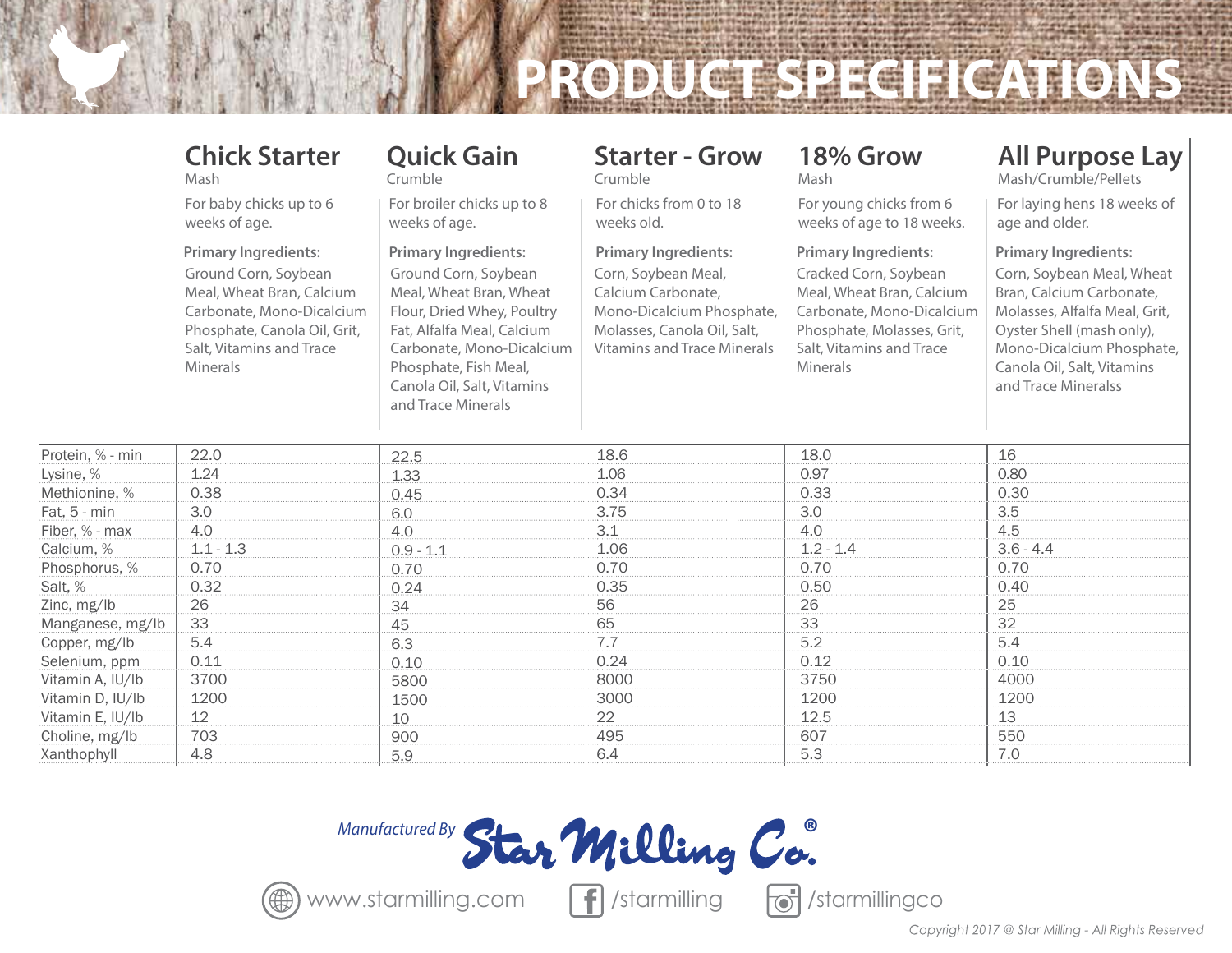# PRODUCT SPECIFICATIONS

| | Chick Starter | Quick Gain | Starter - Grow | 18% Grow | All Purpose Lay |
|---|---|---|---|---|---|
| | Mash | Crumble | Crumble | Mash | Mash/Crumble/Pellets |
| | For baby chicks up to 6 weeks of age. | For broiler chicks up to 8 weeks of age. | For chicks from 0 to 18 weeks old. | For young chicks from 6 weeks of age to 18 weeks. | For laying hens 18 weeks of age and older. |
| | **Primary Ingredients:** Ground Corn, Soybean Meal, Wheat Bran, Calcium Carbonate, Mono-Dicalcium Phosphate, Canola Oil, Grit, Salt, Vitamins and Trace Minerals | **Primary Ingredients:** Ground Corn, Soybean Meal, Wheat Bran, Wheat Flour, Dried Whey, Poultry Fat, Alfalfa Meal, Calcium Carbonate, Mono-Dicalcium Phosphate, Fish Meal, Canola Oil, Salt, Vitamins and Trace Minerals | **Primary Ingredients:** Corn, Soybean Meal, Calcium Carbonate, Mono-Dicalcium Phosphate, Molasses, Canola Oil, Salt, Vitamins and Trace Minerals | **Primary Ingredients:** Cracked Corn, Soybean Meal, Wheat Bran, Calcium Carbonate, Mono-Dicalcium Phosphate, Molasses, Grit, Salt, Vitamins and Trace Minerals | **Primary Ingredients:** Corn, Soybean Meal, Wheat Bran, Calcium Carbonate, Molasses, Alfalfa Meal, Grit, Oyster Shell (mash only), Mono-Dicalcium Phosphate, Canola Oil, Salt, Vitamins and Trace Mineralss |
| Protein, % - min | 22.0 | 22.5 | 18.6 | 18.0 | 16 |
| Lysine, % | 1.24 | 1.33 | 1.06 | 0.97 | 0.80 |
| Methionine, % | 0.38 | 0.45 | 0.34 | 0.33 | 0.30 |
| Fat, 5 - min | 3.0 | 6.0 | 3.75 | 3.0 | 3.5 |
| Fiber, % - max | 4.0 | 4.0 | 3.1 | 4.0 | 4.5 |
| Calcium, % | 1.1 - 1.3 | 0.9 - 1.1 | 1.06 | 1.2 - 1.4 | 3.6 - 4.4 |
| Phosphorus, % | 0.70 | 0.70 | 0.70 | 0.70 | 0.70 |
| Salt, % | 0.32 | 0.24 | 0.35 | 0.50 | 0.40 |
| Zinc, mg/lb | 26 | 34 | 56 | 26 | 25 |
| Manganese, mg/lb | 33 | 45 | 65 | 33 | 32 |
| Copper, mg/lb | 5.4 | 6.3 | 7.7 | 5.2 | 5.4 |
| Selenium, ppm | 0.11 | 0.10 | 0.24 | 0.12 | 0.10 |
| Vitamin A, IU/lb | 3700 | 5800 | 8000 | 3750 | 4000 |
| Vitamin D, IU/lb | 1200 | 1500 | 3000 | 1200 | 1200 |
| Vitamin E, IU/lb | 12 | 10 | 22 | 12.5 | 13 |
| Choline, mg/lb | 703 | 900 | 495 | 607 | 550 |
| Xanthophyll | 4.8 | 5.9 | 6.4 | 5.3 | 7.0 |

*Manufactured By* **Star Milling Co.**®

www.starmilling.com /starmilling /starmillingco

*Copyright 2017 @ Star Milling - All Rights Reserved*